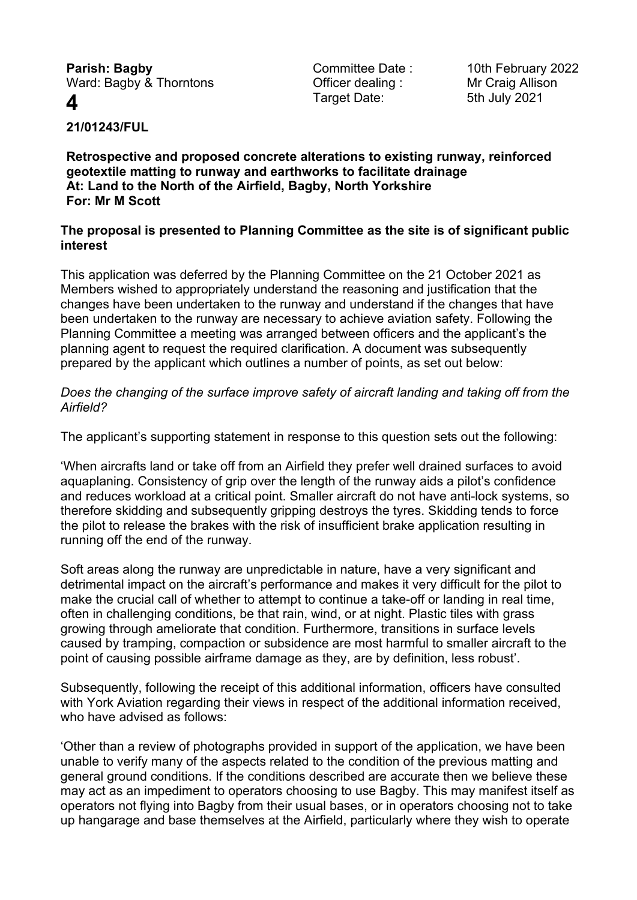**Parish: Bagby**
Ward: Bagby & Thorntons

**4**

Committee Date : 10th February 2022
Officer dealing : Mr Craig Allison
Target Date: 5th July 2021

**21/01243/FUL**

**Retrospective and proposed concrete alterations to existing runway, reinforced geotextile matting to runway and earthworks to facilitate drainage**
**At: Land to the North of the Airfield, Bagby, North Yorkshire**
**For: Mr M Scott**

**The proposal is presented to Planning Committee as the site is of significant public interest**

This application was deferred by the Planning Committee on the 21 October 2021 as Members wished to appropriately understand the reasoning and justification that the changes have been undertaken to the runway and understand if the changes that have been undertaken to the runway are necessary to achieve aviation safety. Following the Planning Committee a meeting was arranged between officers and the applicant's the planning agent to request the required clarification. A document was subsequently prepared by the applicant which outlines a number of points, as set out below:

*Does the changing of the surface improve safety of aircraft landing and taking off from the Airfield?*

The applicant's supporting statement in response to this question sets out the following:

'When aircrafts land or take off from an Airfield they prefer well drained surfaces to avoid aquaplaning. Consistency of grip over the length of the runway aids a pilot's confidence and reduces workload at a critical point. Smaller aircraft do not have anti-lock systems, so therefore skidding and subsequently gripping destroys the tyres. Skidding tends to force the pilot to release the brakes with the risk of insufficient brake application resulting in running off the end of the runway.

Soft areas along the runway are unpredictable in nature, have a very significant and detrimental impact on the aircraft's performance and makes it very difficult for the pilot to make the crucial call of whether to attempt to continue a take-off or landing in real time, often in challenging conditions, be that rain, wind, or at night. Plastic tiles with grass growing through ameliorate that condition. Furthermore, transitions in surface levels caused by tramping, compaction or subsidence are most harmful to smaller aircraft to the point of causing possible airframe damage as they, are by definition, less robust'.

Subsequently, following the receipt of this additional information, officers have consulted with York Aviation regarding their views in respect of the additional information received, who have advised as follows:

'Other than a review of photographs provided in support of the application, we have been unable to verify many of the aspects related to the condition of the previous matting and general ground conditions. If the conditions described are accurate then we believe these may act as an impediment to operators choosing to use Bagby. This may manifest itself as operators not flying into Bagby from their usual bases, or in operators choosing not to take up hangarage and base themselves at the Airfield, particularly where they wish to operate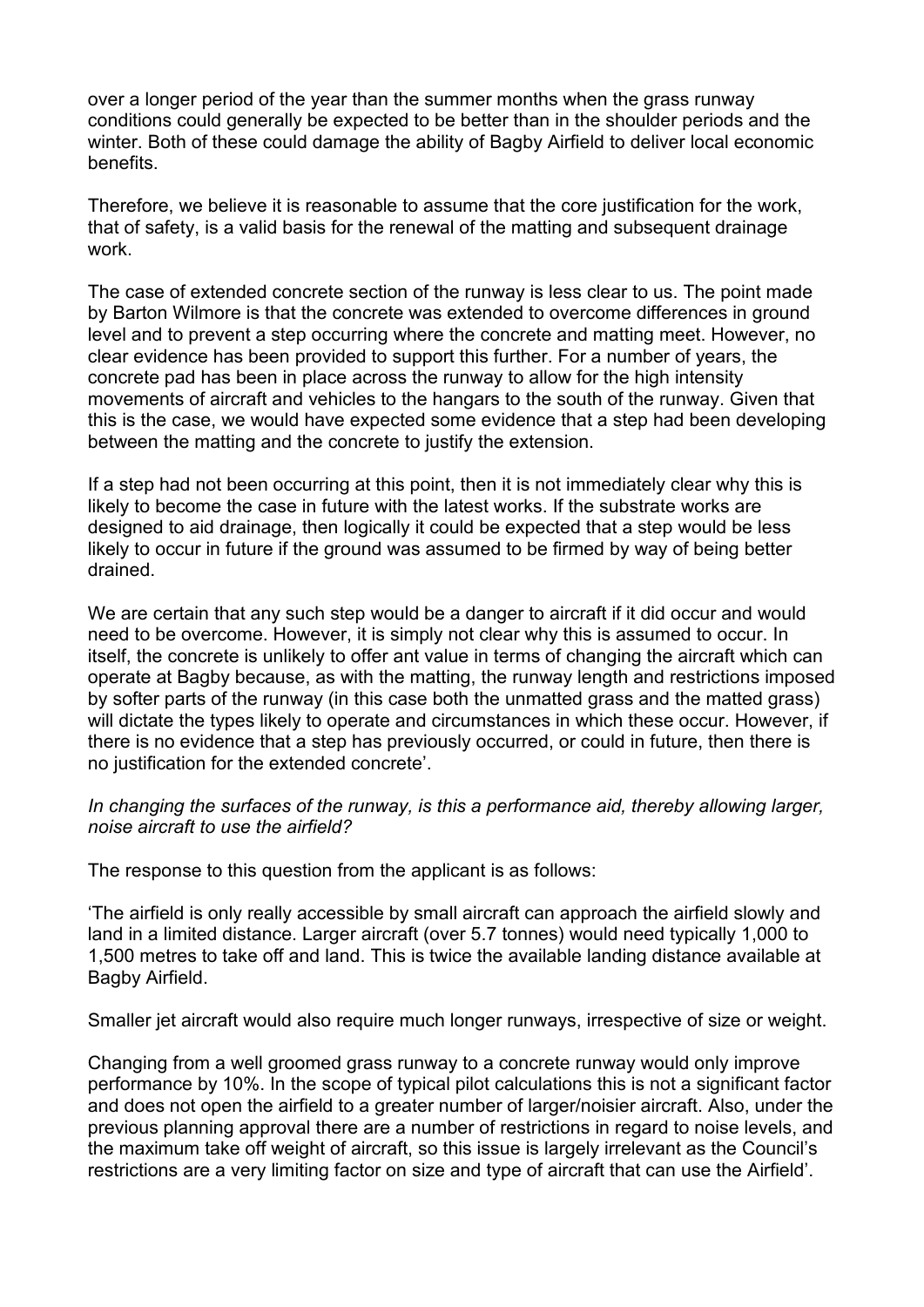over a longer period of the year than the summer months when the grass runway conditions could generally be expected to be better than in the shoulder periods and the winter. Both of these could damage the ability of Bagby Airfield to deliver local economic benefits.

Therefore, we believe it is reasonable to assume that the core justification for the work, that of safety, is a valid basis for the renewal of the matting and subsequent drainage work.

The case of extended concrete section of the runway is less clear to us. The point made by Barton Wilmore is that the concrete was extended to overcome differences in ground level and to prevent a step occurring where the concrete and matting meet. However, no clear evidence has been provided to support this further. For a number of years, the concrete pad has been in place across the runway to allow for the high intensity movements of aircraft and vehicles to the hangars to the south of the runway. Given that this is the case, we would have expected some evidence that a step had been developing between the matting and the concrete to justify the extension.

If a step had not been occurring at this point, then it is not immediately clear why this is likely to become the case in future with the latest works. If the substrate works are designed to aid drainage, then logically it could be expected that a step would be less likely to occur in future if the ground was assumed to be firmed by way of being better drained.

We are certain that any such step would be a danger to aircraft if it did occur and would need to be overcome. However, it is simply not clear why this is assumed to occur. In itself, the concrete is unlikely to offer ant value in terms of changing the aircraft which can operate at Bagby because, as with the matting, the runway length and restrictions imposed by softer parts of the runway (in this case both the unmatted grass and the matted grass) will dictate the types likely to operate and circumstances in which these occur. However, if there is no evidence that a step has previously occurred, or could in future, then there is no justification for the extended concrete'.

*In changing the surfaces of the runway, is this a performance aid, thereby allowing larger, noise aircraft to use the airfield?*

The response to this question from the applicant is as follows:

'The airfield is only really accessible by small aircraft can approach the airfield slowly and land in a limited distance. Larger aircraft (over 5.7 tonnes) would need typically 1,000 to 1,500 metres to take off and land. This is twice the available landing distance available at Bagby Airfield.

Smaller jet aircraft would also require much longer runways, irrespective of size or weight.

Changing from a well groomed grass runway to a concrete runway would only improve performance by 10%. In the scope of typical pilot calculations this is not a significant factor and does not open the airfield to a greater number of larger/noisier aircraft. Also, under the previous planning approval there are a number of restrictions in regard to noise levels, and the maximum take off weight of aircraft, so this issue is largely irrelevant as the Council's restrictions are a very limiting factor on size and type of aircraft that can use the Airfield'.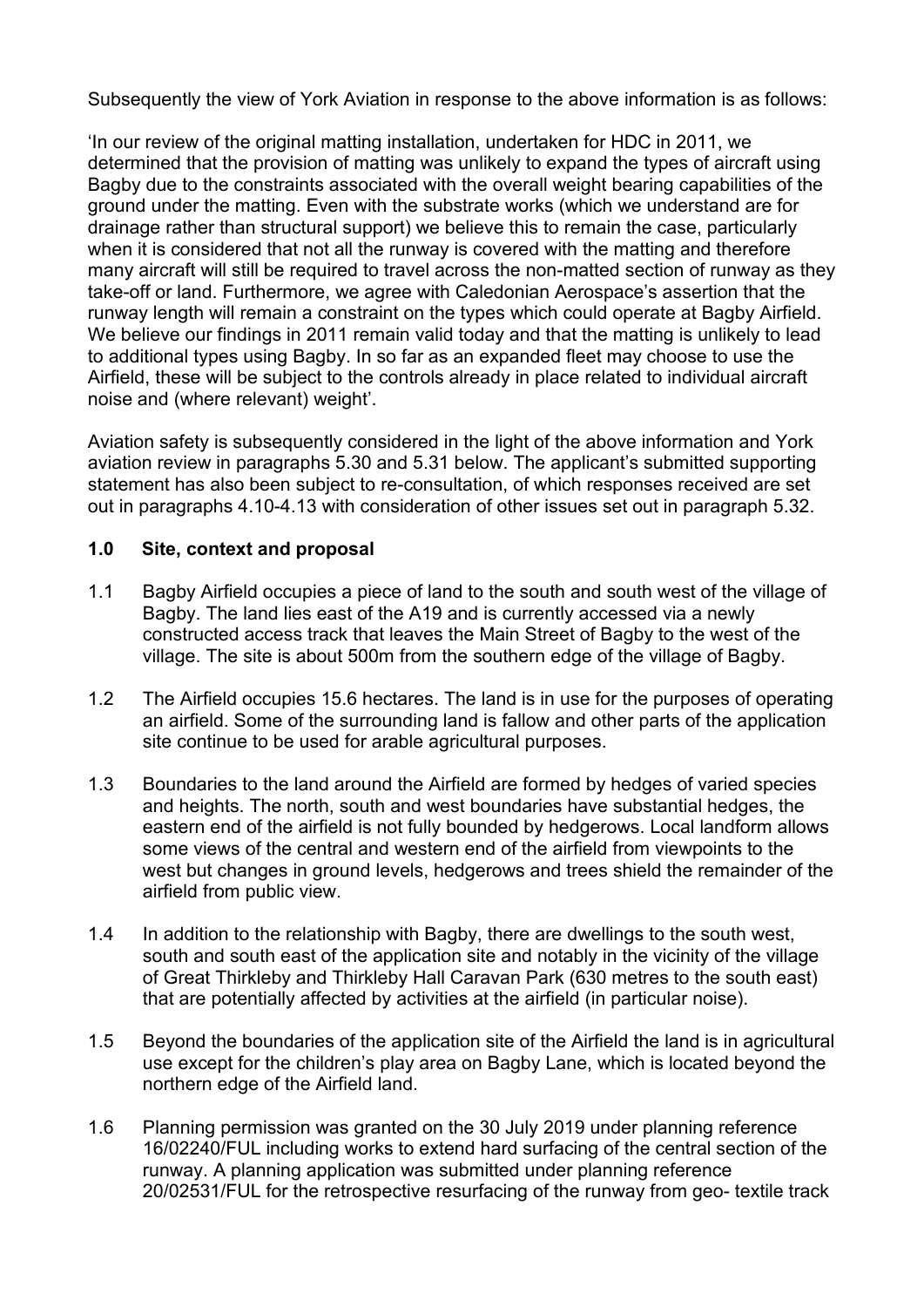Subsequently the view of York Aviation in response to the above information is as follows:

'In our review of the original matting installation, undertaken for HDC in 2011, we determined that the provision of matting was unlikely to expand the types of aircraft using Bagby due to the constraints associated with the overall weight bearing capabilities of the ground under the matting. Even with the substrate works (which we understand are for drainage rather than structural support) we believe this to remain the case, particularly when it is considered that not all the runway is covered with the matting and therefore many aircraft will still be required to travel across the non-matted section of runway as they take-off or land. Furthermore, we agree with Caledonian Aerospace's assertion that the runway length will remain a constraint on the types which could operate at Bagby Airfield. We believe our findings in 2011 remain valid today and that the matting is unlikely to lead to additional types using Bagby. In so far as an expanded fleet may choose to use the Airfield, these will be subject to the controls already in place related to individual aircraft noise and (where relevant) weight'.

Aviation safety is subsequently considered in the light of the above information and York aviation review in paragraphs 5.30 and 5.31 below. The applicant's submitted supporting statement has also been subject to re-consultation, of which responses received are set out in paragraphs 4.10-4.13 with consideration of other issues set out in paragraph 5.32.

## 1.0 Site, context and proposal

1.1 Bagby Airfield occupies a piece of land to the south and south west of the village of Bagby. The land lies east of the A19 and is currently accessed via a newly constructed access track that leaves the Main Street of Bagby to the west of the village. The site is about 500m from the southern edge of the village of Bagby.

1.2 The Airfield occupies 15.6 hectares. The land is in use for the purposes of operating an airfield. Some of the surrounding land is fallow and other parts of the application site continue to be used for arable agricultural purposes.

1.3 Boundaries to the land around the Airfield are formed by hedges of varied species and heights. The north, south and west boundaries have substantial hedges, the eastern end of the airfield is not fully bounded by hedgerows. Local landform allows some views of the central and western end of the airfield from viewpoints to the west but changes in ground levels, hedgerows and trees shield the remainder of the airfield from public view.

1.4 In addition to the relationship with Bagby, there are dwellings to the south west, south and south east of the application site and notably in the vicinity of the village of Great Thirkleby and Thirkleby Hall Caravan Park (630 metres to the south east) that are potentially affected by activities at the airfield (in particular noise).

1.5 Beyond the boundaries of the application site of the Airfield the land is in agricultural use except for the children's play area on Bagby Lane, which is located beyond the northern edge of the Airfield land.

1.6 Planning permission was granted on the 30 July 2019 under planning reference 16/02240/FUL including works to extend hard surfacing of the central section of the runway. A planning application was submitted under planning reference 20/02531/FUL for the retrospective resurfacing of the runway from geo- textile track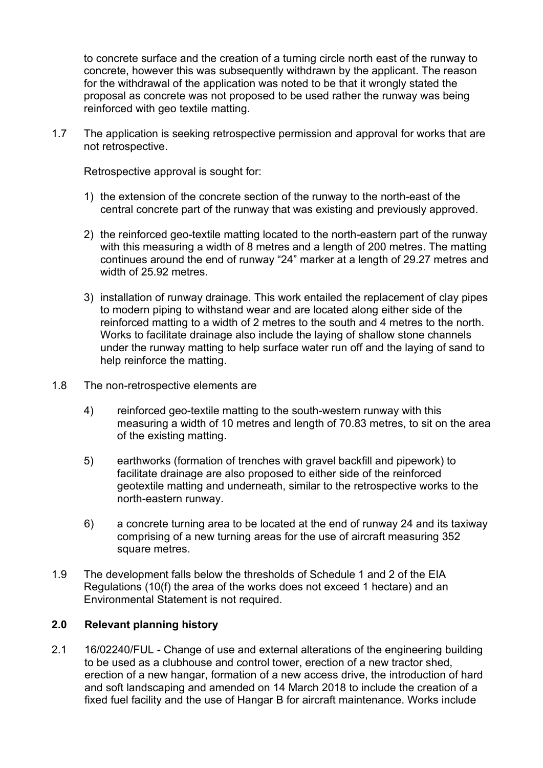to concrete surface and the creation of a turning circle north east of the runway to concrete, however this was subsequently withdrawn by the applicant. The reason for the withdrawal of the application was noted to be that it wrongly stated the proposal as concrete was not proposed to be used rather the runway was being reinforced with geo textile matting.

1.7 The application is seeking retrospective permission and approval for works that are not retrospective.

Retrospective approval is sought for:

1) the extension of the concrete section of the runway to the north-east of the central concrete part of the runway that was existing and previously approved.

2) the reinforced geo-textile matting located to the north-eastern part of the runway with this measuring a width of 8 metres and a length of 200 metres. The matting continues around the end of runway "24" marker at a length of 29.27 metres and width of 25.92 metres.

3) installation of runway drainage. This work entailed the replacement of clay pipes to modern piping to withstand wear and are located along either side of the reinforced matting to a width of 2 metres to the south and 4 metres to the north. Works to facilitate drainage also include the laying of shallow stone channels under the runway matting to help surface water run off and the laying of sand to help reinforce the matting.

1.8 The non-retrospective elements are

4) reinforced geo-textile matting to the south-western runway with this measuring a width of 10 metres and length of 70.83 metres, to sit on the area of the existing matting.

5) earthworks (formation of trenches with gravel backfill and pipework) to facilitate drainage are also proposed to either side of the reinforced geotextile matting and underneath, similar to the retrospective works to the north-eastern runway.

6) a concrete turning area to be located at the end of runway 24 and its taxiway comprising of a new turning areas for the use of aircraft measuring 352 square metres.

1.9 The development falls below the thresholds of Schedule 1 and 2 of the EIA Regulations (10(f) the area of the works does not exceed 1 hectare) and an Environmental Statement is not required.

## 2.0 Relevant planning history

2.1 16/02240/FUL - Change of use and external alterations of the engineering building to be used as a clubhouse and control tower, erection of a new tractor shed, erection of a new hangar, formation of a new access drive, the introduction of hard and soft landscaping and amended on 14 March 2018 to include the creation of a fixed fuel facility and the use of Hangar B for aircraft maintenance. Works include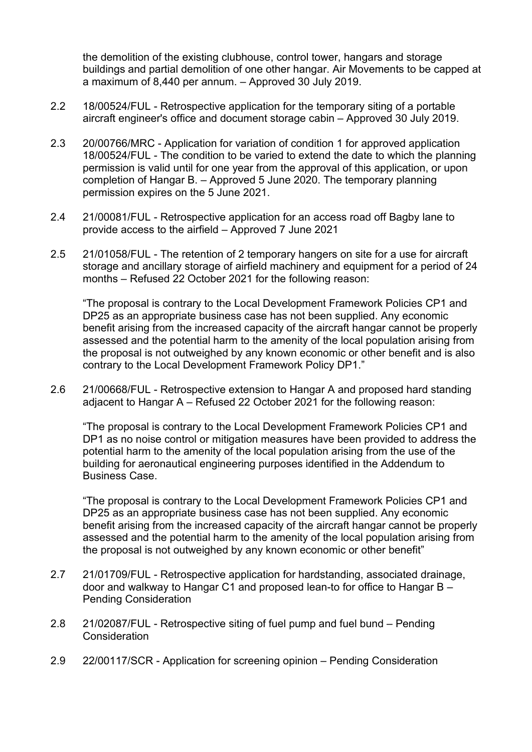the demolition of the existing clubhouse, control tower, hangars and storage buildings and partial demolition of one other hangar. Air Movements to be capped at a maximum of 8,440 per annum. – Approved 30 July 2019.

2.2 18/00524/FUL - Retrospective application for the temporary siting of a portable aircraft engineer's office and document storage cabin – Approved 30 July 2019.

2.3 20/00766/MRC - Application for variation of condition 1 for approved application 18/00524/FUL - The condition to be varied to extend the date to which the planning permission is valid until for one year from the approval of this application, or upon completion of Hangar B. – Approved 5 June 2020. The temporary planning permission expires on the 5 June 2021.

2.4 21/00081/FUL - Retrospective application for an access road off Bagby lane to provide access to the airfield – Approved 7 June 2021

2.5 21/01058/FUL - The retention of 2 temporary hangers on site for a use for aircraft storage and ancillary storage of airfield machinery and equipment for a period of 24 months – Refused 22 October 2021 for the following reason:

"The proposal is contrary to the Local Development Framework Policies CP1 and DP25 as an appropriate business case has not been supplied. Any economic benefit arising from the increased capacity of the aircraft hangar cannot be properly assessed and the potential harm to the amenity of the local population arising from the proposal is not outweighed by any known economic or other benefit and is also contrary to the Local Development Framework Policy DP1."

2.6 21/00668/FUL - Retrospective extension to Hangar A and proposed hard standing adjacent to Hangar A – Refused 22 October 2021 for the following reason:

"The proposal is contrary to the Local Development Framework Policies CP1 and DP1 as no noise control or mitigation measures have been provided to address the potential harm to the amenity of the local population arising from the use of the building for aeronautical engineering purposes identified in the Addendum to Business Case.

"The proposal is contrary to the Local Development Framework Policies CP1 and DP25 as an appropriate business case has not been supplied. Any economic benefit arising from the increased capacity of the aircraft hangar cannot be properly assessed and the potential harm to the amenity of the local population arising from the proposal is not outweighed by any known economic or other benefit"

2.7 21/01709/FUL - Retrospective application for hardstanding, associated drainage, door and walkway to Hangar C1 and proposed lean-to for office to Hangar B – Pending Consideration

2.8 21/02087/FUL - Retrospective siting of fuel pump and fuel bund – Pending Consideration

2.9 22/00117/SCR - Application for screening opinion – Pending Consideration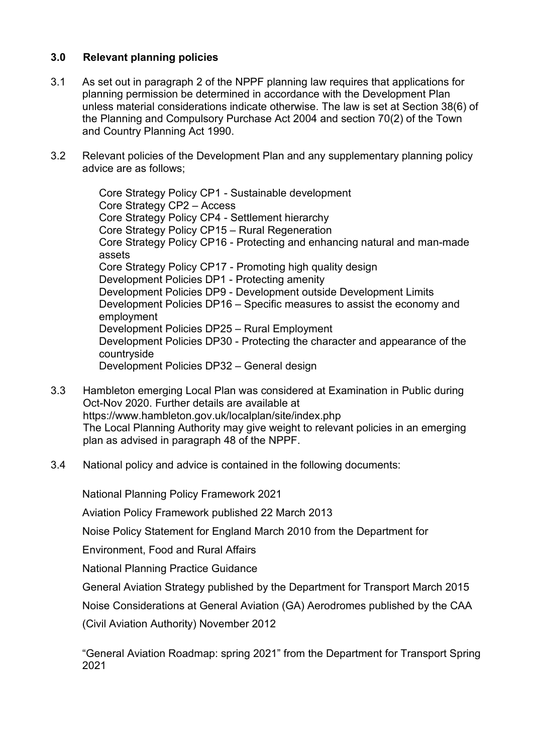### 3.0 Relevant planning policies

3.1 As set out in paragraph 2 of the NPPF planning law requires that applications for planning permission be determined in accordance with the Development Plan unless material considerations indicate otherwise. The law is set at Section 38(6) of the Planning and Compulsory Purchase Act 2004 and section 70(2) of the Town and Country Planning Act 1990.

3.2 Relevant policies of the Development Plan and any supplementary planning policy advice are as follows;

Core Strategy Policy CP1 - Sustainable development
Core Strategy CP2 – Access
Core Strategy Policy CP4 - Settlement hierarchy
Core Strategy Policy CP15 – Rural Regeneration
Core Strategy Policy CP16 - Protecting and enhancing natural and man-made assets
Core Strategy Policy CP17 - Promoting high quality design
Development Policies DP1 - Protecting amenity
Development Policies DP9 - Development outside Development Limits
Development Policies DP16 – Specific measures to assist the economy and employment
Development Policies DP25 – Rural Employment
Development Policies DP30 - Protecting the character and appearance of the countryside
Development Policies DP32 – General design

3.3 Hambleton emerging Local Plan was considered at Examination in Public during Oct-Nov 2020. Further details are available at https://www.hambleton.gov.uk/localplan/site/index.php
The Local Planning Authority may give weight to relevant policies in an emerging plan as advised in paragraph 48 of the NPPF.

3.4 National policy and advice is contained in the following documents:

National Planning Policy Framework 2021

Aviation Policy Framework published 22 March 2013

Noise Policy Statement for England March 2010 from the Department for Environment, Food and Rural Affairs

National Planning Practice Guidance

General Aviation Strategy published by the Department for Transport March 2015

Noise Considerations at General Aviation (GA) Aerodromes published by the CAA (Civil Aviation Authority) November 2012

"General Aviation Roadmap: spring 2021" from the Department for Transport Spring 2021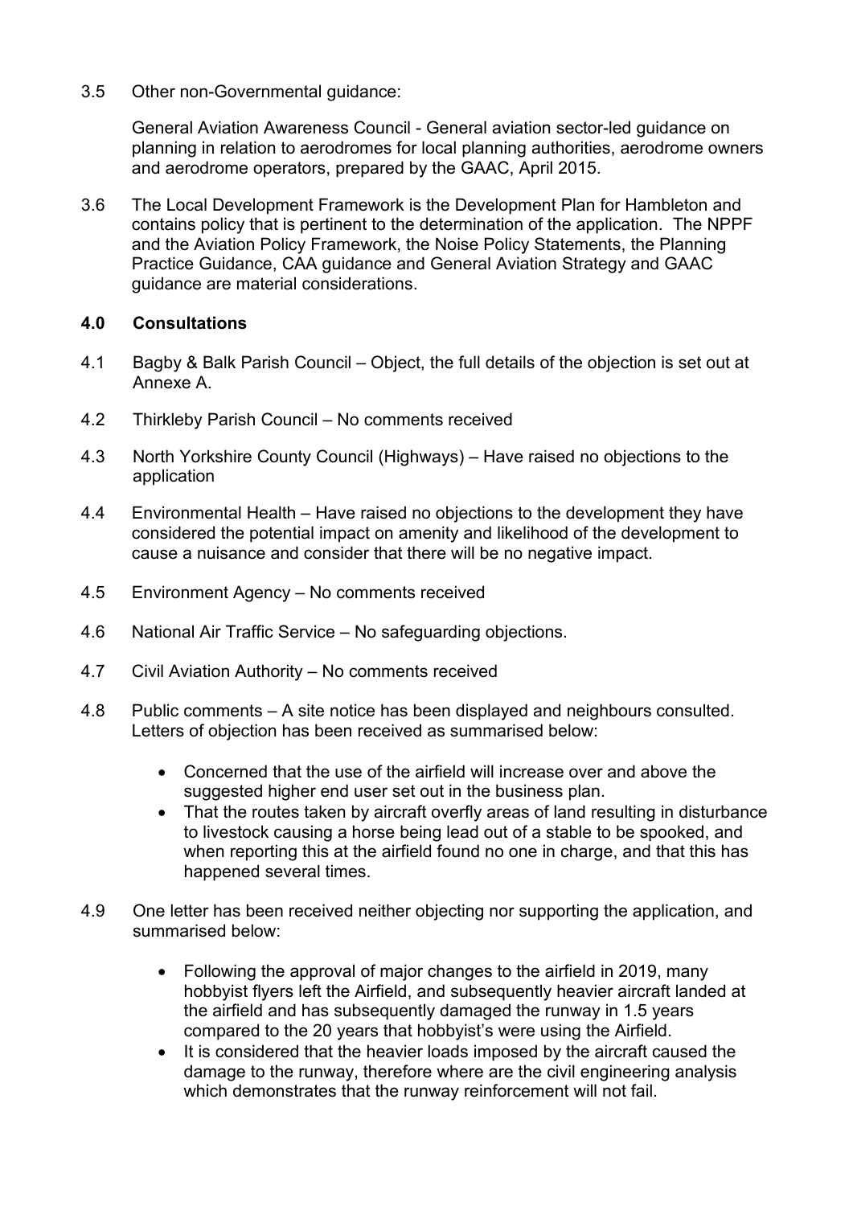3.5 Other non-Governmental guidance:

General Aviation Awareness Council - General aviation sector-led guidance on planning in relation to aerodromes for local planning authorities, aerodrome owners and aerodrome operators, prepared by the GAAC, April 2015.

3.6 The Local Development Framework is the Development Plan for Hambleton and contains policy that is pertinent to the determination of the application. The NPPF and the Aviation Policy Framework, the Noise Policy Statements, the Planning Practice Guidance, CAA guidance and General Aviation Strategy and GAAC guidance are material considerations.

## 4.0 Consultations

4.1 Bagby & Balk Parish Council – Object, the full details of the objection is set out at Annexe A.

4.2 Thirkleby Parish Council – No comments received

4.3 North Yorkshire County Council (Highways) – Have raised no objections to the application

4.4 Environmental Health – Have raised no objections to the development they have considered the potential impact on amenity and likelihood of the development to cause a nuisance and consider that there will be no negative impact.

4.5 Environment Agency – No comments received

4.6 National Air Traffic Service – No safeguarding objections.

4.7 Civil Aviation Authority – No comments received

4.8 Public comments – A site notice has been displayed and neighbours consulted. Letters of objection has been received as summarised below:

- Concerned that the use of the airfield will increase over and above the suggested higher end user set out in the business plan.
- That the routes taken by aircraft overfly areas of land resulting in disturbance to livestock causing a horse being lead out of a stable to be spooked, and when reporting this at the airfield found no one in charge, and that this has happened several times.

4.9 One letter has been received neither objecting nor supporting the application, and summarised below:

- Following the approval of major changes to the airfield in 2019, many hobbyist flyers left the Airfield, and subsequently heavier aircraft landed at the airfield and has subsequently damaged the runway in 1.5 years compared to the 20 years that hobbyist's were using the Airfield.
- It is considered that the heavier loads imposed by the aircraft caused the damage to the runway, therefore where are the civil engineering analysis which demonstrates that the runway reinforcement will not fail.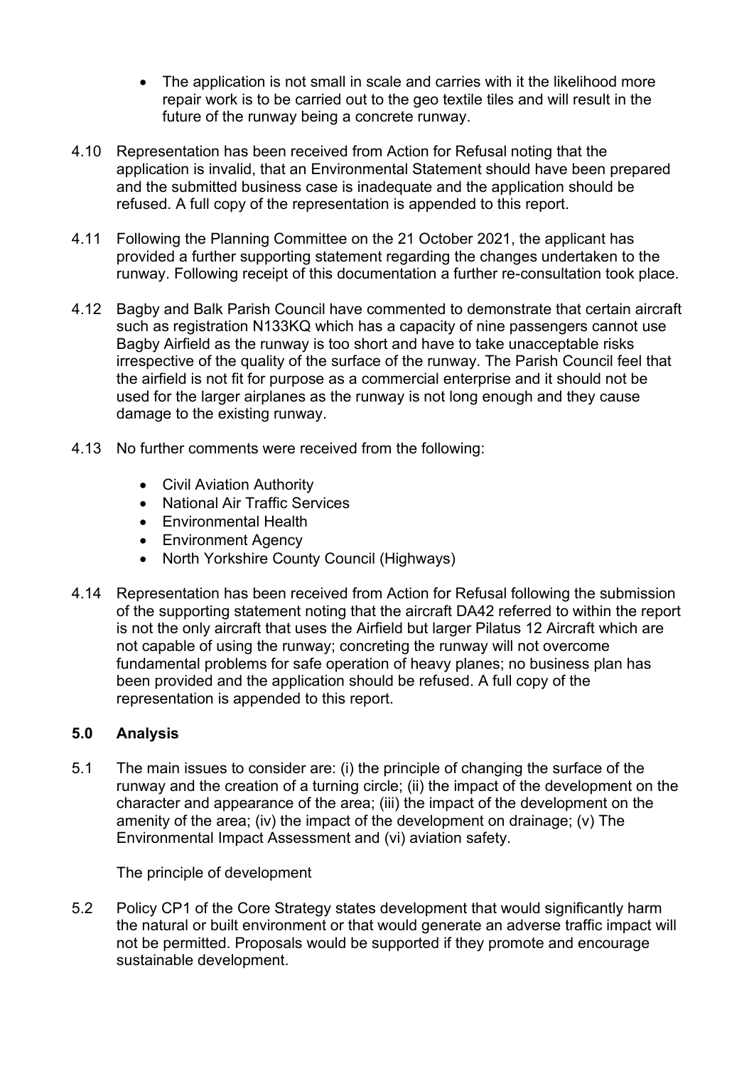- The application is not small in scale and carries with it the likelihood more repair work is to be carried out to the geo textile tiles and will result in the future of the runway being a concrete runway.

4.10 Representation has been received from Action for Refusal noting that the application is invalid, that an Environmental Statement should have been prepared and the submitted business case is inadequate and the application should be refused. A full copy of the representation is appended to this report.

4.11 Following the Planning Committee on the 21 October 2021, the applicant has provided a further supporting statement regarding the changes undertaken to the runway. Following receipt of this documentation a further re-consultation took place.

4.12 Bagby and Balk Parish Council have commented to demonstrate that certain aircraft such as registration N133KQ which has a capacity of nine passengers cannot use Bagby Airfield as the runway is too short and have to take unacceptable risks irrespective of the quality of the surface of the runway. The Parish Council feel that the airfield is not fit for purpose as a commercial enterprise and it should not be used for the larger airplanes as the runway is not long enough and they cause damage to the existing runway.

4.13 No further comments were received from the following:

- Civil Aviation Authority
- National Air Traffic Services
- Environmental Health
- Environment Agency
- North Yorkshire County Council (Highways)

4.14 Representation has been received from Action for Refusal following the submission of the supporting statement noting that the aircraft DA42 referred to within the report is not the only aircraft that uses the Airfield but larger Pilatus 12 Aircraft which are not capable of using the runway; concreting the runway will not overcome fundamental problems for safe operation of heavy planes; no business plan has been provided and the application should be refused. A full copy of the representation is appended to this report.

## 5.0 Analysis

5.1 The main issues to consider are: (i) the principle of changing the surface of the runway and the creation of a turning circle; (ii) the impact of the development on the character and appearance of the area; (iii) the impact of the development on the amenity of the area; (iv) the impact of the development on drainage; (v) The Environmental Impact Assessment and (vi) aviation safety.

The principle of development

5.2 Policy CP1 of the Core Strategy states development that would significantly harm the natural or built environment or that would generate an adverse traffic impact will not be permitted. Proposals would be supported if they promote and encourage sustainable development.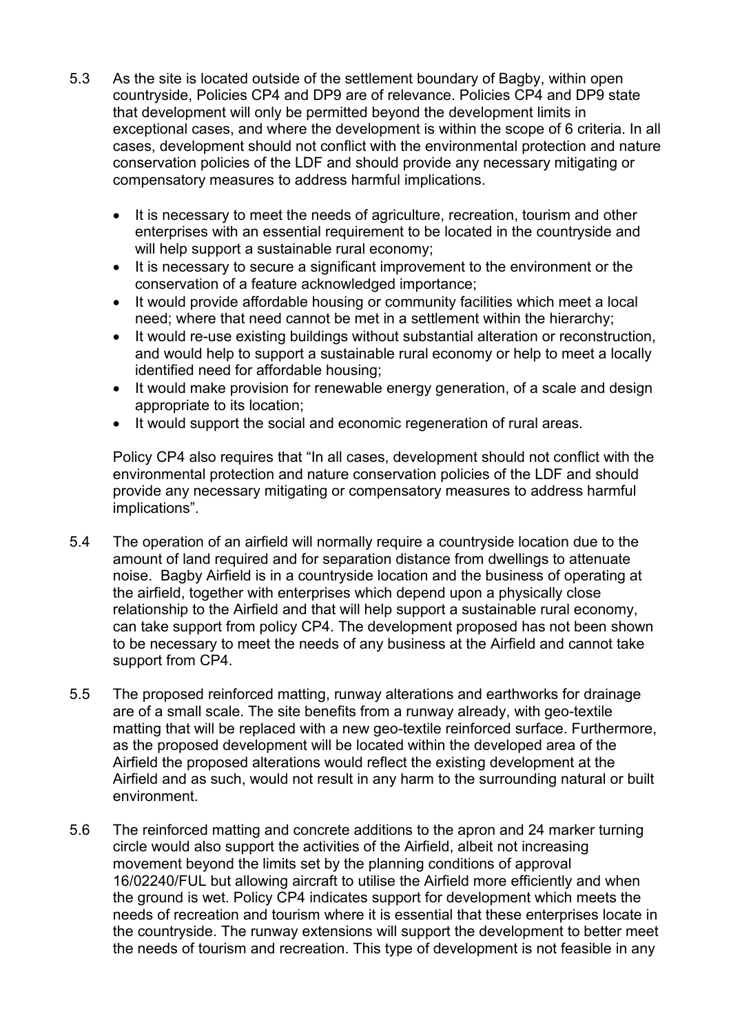5.3 As the site is located outside of the settlement boundary of Bagby, within open countryside, Policies CP4 and DP9 are of relevance. Policies CP4 and DP9 state that development will only be permitted beyond the development limits in exceptional cases, and where the development is within the scope of 6 criteria. In all cases, development should not conflict with the environmental protection and nature conservation policies of the LDF and should provide any necessary mitigating or compensatory measures to address harmful implications.

- It is necessary to meet the needs of agriculture, recreation, tourism and other enterprises with an essential requirement to be located in the countryside and will help support a sustainable rural economy;
- It is necessary to secure a significant improvement to the environment or the conservation of a feature acknowledged importance;
- It would provide affordable housing or community facilities which meet a local need; where that need cannot be met in a settlement within the hierarchy;
- It would re-use existing buildings without substantial alteration or reconstruction, and would help to support a sustainable rural economy or help to meet a locally identified need for affordable housing;
- It would make provision for renewable energy generation, of a scale and design appropriate to its location;
- It would support the social and economic regeneration of rural areas.

Policy CP4 also requires that "In all cases, development should not conflict with the environmental protection and nature conservation policies of the LDF and should provide any necessary mitigating or compensatory measures to address harmful implications".

5.4 The operation of an airfield will normally require a countryside location due to the amount of land required and for separation distance from dwellings to attenuate noise. Bagby Airfield is in a countryside location and the business of operating at the airfield, together with enterprises which depend upon a physically close relationship to the Airfield and that will help support a sustainable rural economy, can take support from policy CP4. The development proposed has not been shown to be necessary to meet the needs of any business at the Airfield and cannot take support from CP4.

5.5 The proposed reinforced matting, runway alterations and earthworks for drainage are of a small scale. The site benefits from a runway already, with geo-textile matting that will be replaced with a new geo-textile reinforced surface. Furthermore, as the proposed development will be located within the developed area of the Airfield the proposed alterations would reflect the existing development at the Airfield and as such, would not result in any harm to the surrounding natural or built environment.

5.6 The reinforced matting and concrete additions to the apron and 24 marker turning circle would also support the activities of the Airfield, albeit not increasing movement beyond the limits set by the planning conditions of approval 16/02240/FUL but allowing aircraft to utilise the Airfield more efficiently and when the ground is wet. Policy CP4 indicates support for development which meets the needs of recreation and tourism where it is essential that these enterprises locate in the countryside. The runway extensions will support the development to better meet the needs of tourism and recreation. This type of development is not feasible in any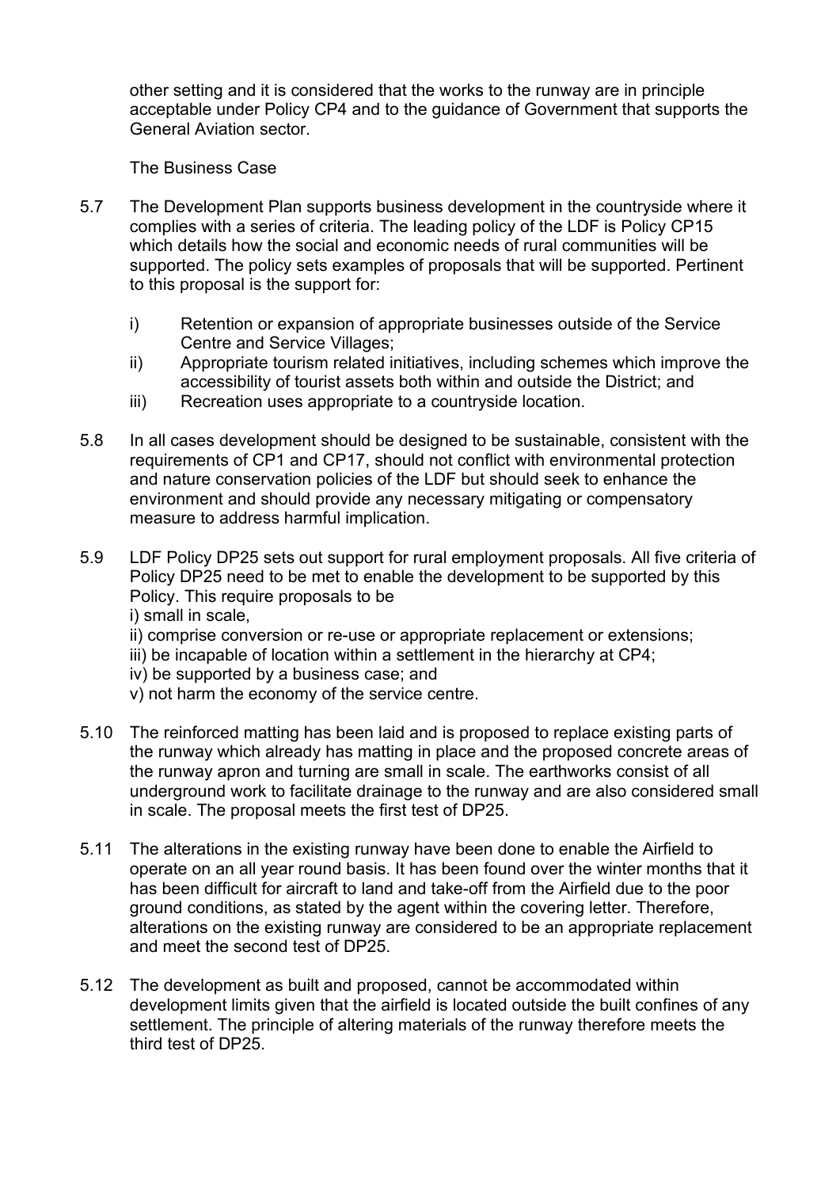other setting and it is considered that the works to the runway are in principle acceptable under Policy CP4 and to the guidance of Government that supports the General Aviation sector.

The Business Case

5.7 The Development Plan supports business development in the countryside where it complies with a series of criteria. The leading policy of the LDF is Policy CP15 which details how the social and economic needs of rural communities will be supported. The policy sets examples of proposals that will be supported. Pertinent to this proposal is the support for:

- i) Retention or expansion of appropriate businesses outside of the Service Centre and Service Villages;
- ii) Appropriate tourism related initiatives, including schemes which improve the accessibility of tourist assets both within and outside the District; and
- iii) Recreation uses appropriate to a countryside location.

5.8 In all cases development should be designed to be sustainable, consistent with the requirements of CP1 and CP17, should not conflict with environmental protection and nature conservation policies of the LDF but should seek to enhance the environment and should provide any necessary mitigating or compensatory measure to address harmful implication.

5.9 LDF Policy DP25 sets out support for rural employment proposals. All five criteria of Policy DP25 need to be met to enable the development to be supported by this Policy. This require proposals to be
i) small in scale,
ii) comprise conversion or re-use or appropriate replacement or extensions;
iii) be incapable of location within a settlement in the hierarchy at CP4;
iv) be supported by a business case; and
v) not harm the economy of the service centre.

5.10 The reinforced matting has been laid and is proposed to replace existing parts of the runway which already has matting in place and the proposed concrete areas of the runway apron and turning are small in scale. The earthworks consist of all underground work to facilitate drainage to the runway and are also considered small in scale. The proposal meets the first test of DP25.

5.11 The alterations in the existing runway have been done to enable the Airfield to operate on an all year round basis. It has been found over the winter months that it has been difficult for aircraft to land and take-off from the Airfield due to the poor ground conditions, as stated by the agent within the covering letter. Therefore, alterations on the existing runway are considered to be an appropriate replacement and meet the second test of DP25.

5.12 The development as built and proposed, cannot be accommodated within development limits given that the airfield is located outside the built confines of any settlement. The principle of altering materials of the runway therefore meets the third test of DP25.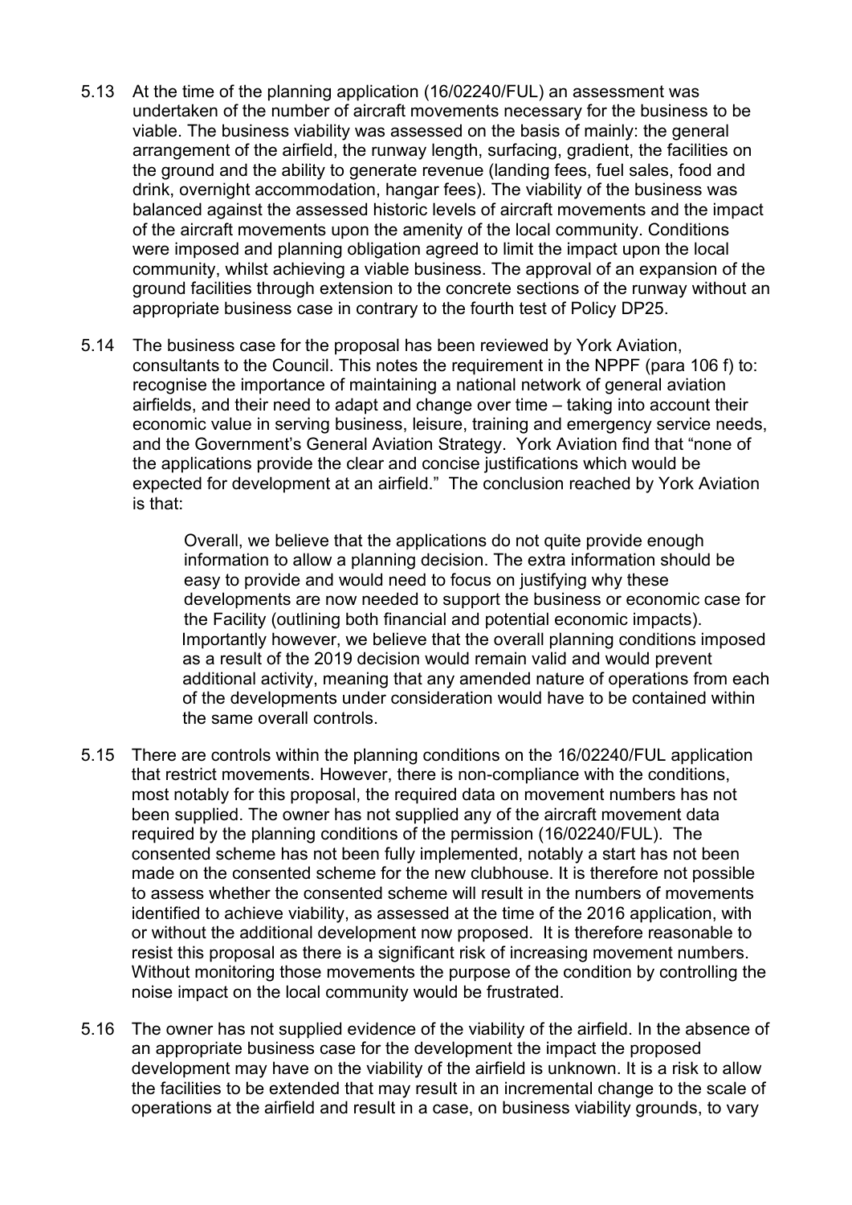5.13 At the time of the planning application (16/02240/FUL) an assessment was undertaken of the number of aircraft movements necessary for the business to be viable. The business viability was assessed on the basis of mainly: the general arrangement of the airfield, the runway length, surfacing, gradient, the facilities on the ground and the ability to generate revenue (landing fees, fuel sales, food and drink, overnight accommodation, hangar fees). The viability of the business was balanced against the assessed historic levels of aircraft movements and the impact of the aircraft movements upon the amenity of the local community. Conditions were imposed and planning obligation agreed to limit the impact upon the local community, whilst achieving a viable business. The approval of an expansion of the ground facilities through extension to the concrete sections of the runway without an appropriate business case in contrary to the fourth test of Policy DP25.

5.14 The business case for the proposal has been reviewed by York Aviation, consultants to the Council. This notes the requirement in the NPPF (para 106 f) to: recognise the importance of maintaining a national network of general aviation airfields, and their need to adapt and change over time – taking into account their economic value in serving business, leisure, training and emergency service needs, and the Government's General Aviation Strategy. York Aviation find that "none of the applications provide the clear and concise justifications which would be expected for development at an airfield." The conclusion reached by York Aviation is that:

> Overall, we believe that the applications do not quite provide enough information to allow a planning decision. The extra information should be easy to provide and would need to focus on justifying why these developments are now needed to support the business or economic case for the Facility (outlining both financial and potential economic impacts). Importantly however, we believe that the overall planning conditions imposed as a result of the 2019 decision would remain valid and would prevent additional activity, meaning that any amended nature of operations from each of the developments under consideration would have to be contained within the same overall controls.

5.15 There are controls within the planning conditions on the 16/02240/FUL application that restrict movements. However, there is non-compliance with the conditions, most notably for this proposal, the required data on movement numbers has not been supplied. The owner has not supplied any of the aircraft movement data required by the planning conditions of the permission (16/02240/FUL). The consented scheme has not been fully implemented, notably a start has not been made on the consented scheme for the new clubhouse. It is therefore not possible to assess whether the consented scheme will result in the numbers of movements identified to achieve viability, as assessed at the time of the 2016 application, with or without the additional development now proposed. It is therefore reasonable to resist this proposal as there is a significant risk of increasing movement numbers. Without monitoring those movements the purpose of the condition by controlling the noise impact on the local community would be frustrated.

5.16 The owner has not supplied evidence of the viability of the airfield. In the absence of an appropriate business case for the development the impact the proposed development may have on the viability of the airfield is unknown. It is a risk to allow the facilities to be extended that may result in an incremental change to the scale of operations at the airfield and result in a case, on business viability grounds, to vary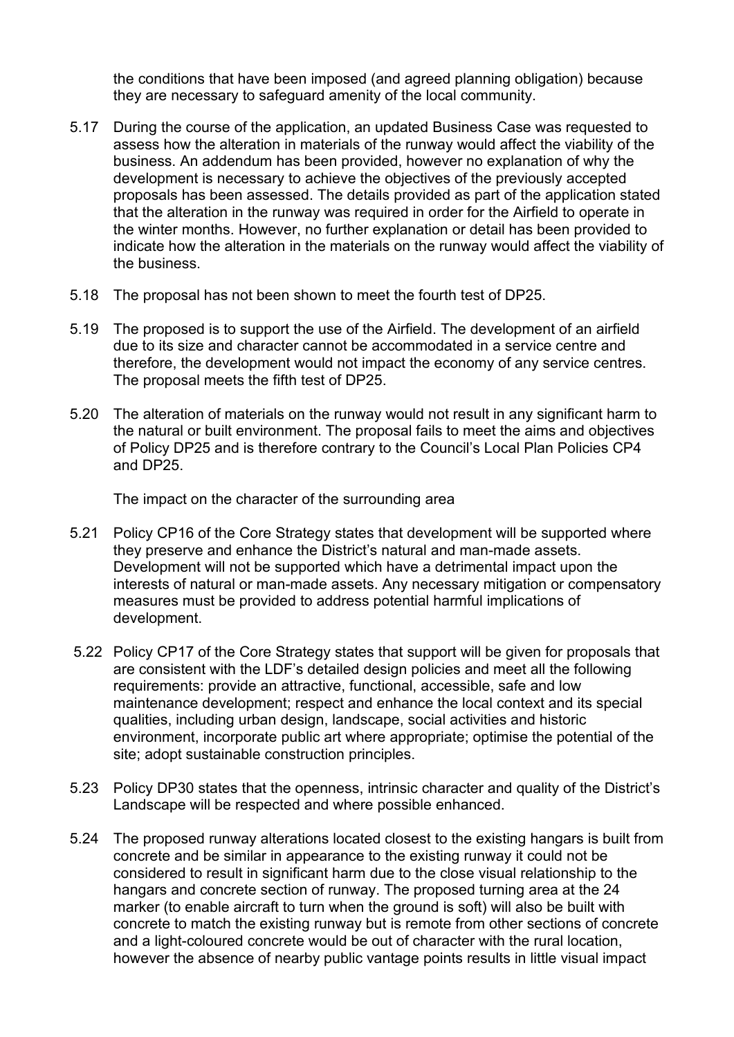the conditions that have been imposed (and agreed planning obligation) because they are necessary to safeguard amenity of the local community.

5.17 During the course of the application, an updated Business Case was requested to assess how the alteration in materials of the runway would affect the viability of the business. An addendum has been provided, however no explanation of why the development is necessary to achieve the objectives of the previously accepted proposals has been assessed. The details provided as part of the application stated that the alteration in the runway was required in order for the Airfield to operate in the winter months. However, no further explanation or detail has been provided to indicate how the alteration in the materials on the runway would affect the viability of the business.

5.18 The proposal has not been shown to meet the fourth test of DP25.

5.19 The proposed is to support the use of the Airfield. The development of an airfield due to its size and character cannot be accommodated in a service centre and therefore, the development would not impact the economy of any service centres. The proposal meets the fifth test of DP25.

5.20 The alteration of materials on the runway would not result in any significant harm to the natural or built environment. The proposal fails to meet the aims and objectives of Policy DP25 and is therefore contrary to the Council's Local Plan Policies CP4 and DP25.

The impact on the character of the surrounding area

5.21 Policy CP16 of the Core Strategy states that development will be supported where they preserve and enhance the District's natural and man-made assets. Development will not be supported which have a detrimental impact upon the interests of natural or man-made assets. Any necessary mitigation or compensatory measures must be provided to address potential harmful implications of development.

5.22 Policy CP17 of the Core Strategy states that support will be given for proposals that are consistent with the LDF's detailed design policies and meet all the following requirements: provide an attractive, functional, accessible, safe and low maintenance development; respect and enhance the local context and its special qualities, including urban design, landscape, social activities and historic environment, incorporate public art where appropriate; optimise the potential of the site; adopt sustainable construction principles.

5.23 Policy DP30 states that the openness, intrinsic character and quality of the District's Landscape will be respected and where possible enhanced.

5.24 The proposed runway alterations located closest to the existing hangars is built from concrete and be similar in appearance to the existing runway it could not be considered to result in significant harm due to the close visual relationship to the hangars and concrete section of runway. The proposed turning area at the 24 marker (to enable aircraft to turn when the ground is soft) will also be built with concrete to match the existing runway but is remote from other sections of concrete and a light-coloured concrete would be out of character with the rural location, however the absence of nearby public vantage points results in little visual impact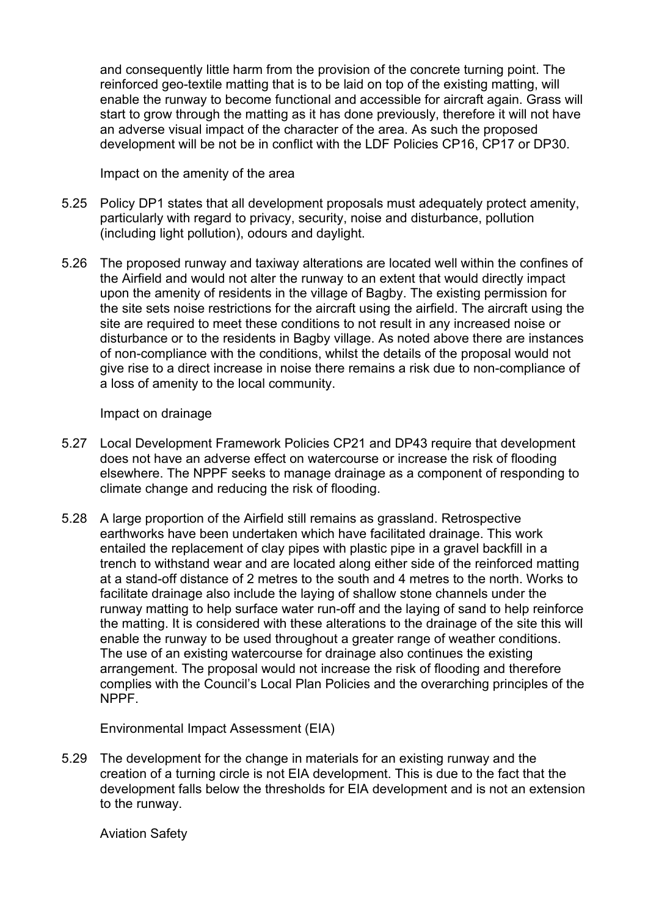and consequently little harm from the provision of the concrete turning point. The reinforced geo-textile matting that is to be laid on top of the existing matting, will enable the runway to become functional and accessible for aircraft again. Grass will start to grow through the matting as it has done previously, therefore it will not have an adverse visual impact of the character of the area. As such the proposed development will be not be in conflict with the LDF Policies CP16, CP17 or DP30.

### Impact on the amenity of the area

5.25 Policy DP1 states that all development proposals must adequately protect amenity, particularly with regard to privacy, security, noise and disturbance, pollution (including light pollution), odours and daylight.

5.26 The proposed runway and taxiway alterations are located well within the confines of the Airfield and would not alter the runway to an extent that would directly impact upon the amenity of residents in the village of Bagby. The existing permission for the site sets noise restrictions for the aircraft using the airfield. The aircraft using the site are required to meet these conditions to not result in any increased noise or disturbance or to the residents in Bagby village. As noted above there are instances of non-compliance with the conditions, whilst the details of the proposal would not give rise to a direct increase in noise there remains a risk due to non-compliance of a loss of amenity to the local community.

### Impact on drainage

5.27 Local Development Framework Policies CP21 and DP43 require that development does not have an adverse effect on watercourse or increase the risk of flooding elsewhere. The NPPF seeks to manage drainage as a component of responding to climate change and reducing the risk of flooding.

5.28 A large proportion of the Airfield still remains as grassland. Retrospective earthworks have been undertaken which have facilitated drainage. This work entailed the replacement of clay pipes with plastic pipe in a gravel backfill in a trench to withstand wear and are located along either side of the reinforced matting at a stand-off distance of 2 metres to the south and 4 metres to the north. Works to facilitate drainage also include the laying of shallow stone channels under the runway matting to help surface water run-off and the laying of sand to help reinforce the matting. It is considered with these alterations to the drainage of the site this will enable the runway to be used throughout a greater range of weather conditions. The use of an existing watercourse for drainage also continues the existing arrangement. The proposal would not increase the risk of flooding and therefore complies with the Council's Local Plan Policies and the overarching principles of the NPPF.

### Environmental Impact Assessment (EIA)

5.29 The development for the change in materials for an existing runway and the creation of a turning circle is not EIA development. This is due to the fact that the development falls below the thresholds for EIA development and is not an extension to the runway.

### Aviation Safety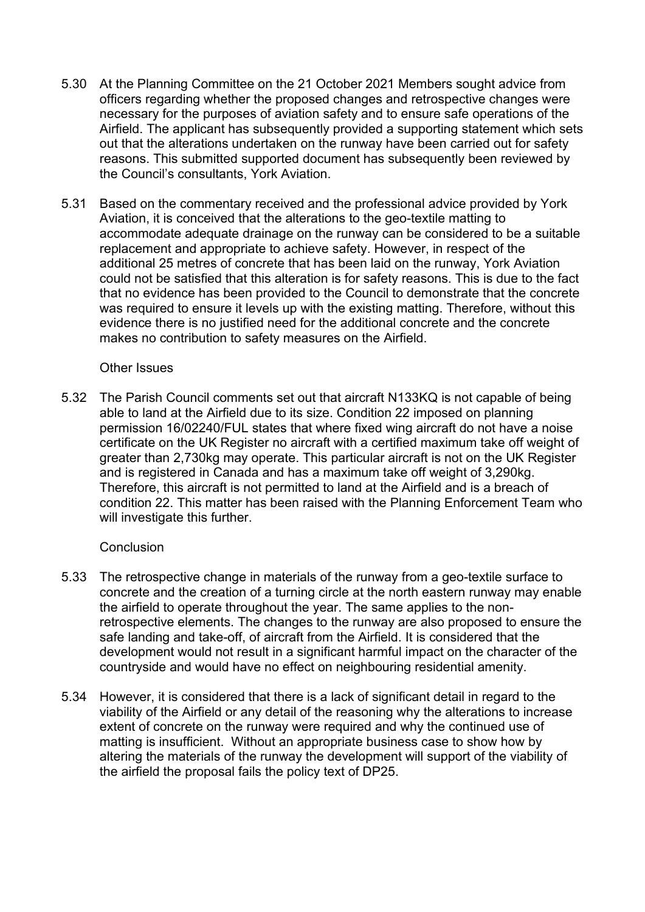5.30 At the Planning Committee on the 21 October 2021 Members sought advice from officers regarding whether the proposed changes and retrospective changes were necessary for the purposes of aviation safety and to ensure safe operations of the Airfield. The applicant has subsequently provided a supporting statement which sets out that the alterations undertaken on the runway have been carried out for safety reasons. This submitted supported document has subsequently been reviewed by the Council's consultants, York Aviation.

5.31 Based on the commentary received and the professional advice provided by York Aviation, it is conceived that the alterations to the geo-textile matting to accommodate adequate drainage on the runway can be considered to be a suitable replacement and appropriate to achieve safety. However, in respect of the additional 25 metres of concrete that has been laid on the runway, York Aviation could not be satisfied that this alteration is for safety reasons. This is due to the fact that no evidence has been provided to the Council to demonstrate that the concrete was required to ensure it levels up with the existing matting. Therefore, without this evidence there is no justified need for the additional concrete and the concrete makes no contribution to safety measures on the Airfield.

Other Issues

5.32 The Parish Council comments set out that aircraft N133KQ is not capable of being able to land at the Airfield due to its size. Condition 22 imposed on planning permission 16/02240/FUL states that where fixed wing aircraft do not have a noise certificate on the UK Register no aircraft with a certified maximum take off weight of greater than 2,730kg may operate. This particular aircraft is not on the UK Register and is registered in Canada and has a maximum take off weight of 3,290kg. Therefore, this aircraft is not permitted to land at the Airfield and is a breach of condition 22. This matter has been raised with the Planning Enforcement Team who will investigate this further.

Conclusion

5.33 The retrospective change in materials of the runway from a geo-textile surface to concrete and the creation of a turning circle at the north eastern runway may enable the airfield to operate throughout the year. The same applies to the non-retrospective elements. The changes to the runway are also proposed to ensure the safe landing and take-off, of aircraft from the Airfield. It is considered that the development would not result in a significant harmful impact on the character of the countryside and would have no effect on neighbouring residential amenity.

5.34 However, it is considered that there is a lack of significant detail in regard to the viability of the Airfield or any detail of the reasoning why the alterations to increase extent of concrete on the runway were required and why the continued use of matting is insufficient. Without an appropriate business case to show how by altering the materials of the runway the development will support of the viability of the airfield the proposal fails the policy text of DP25.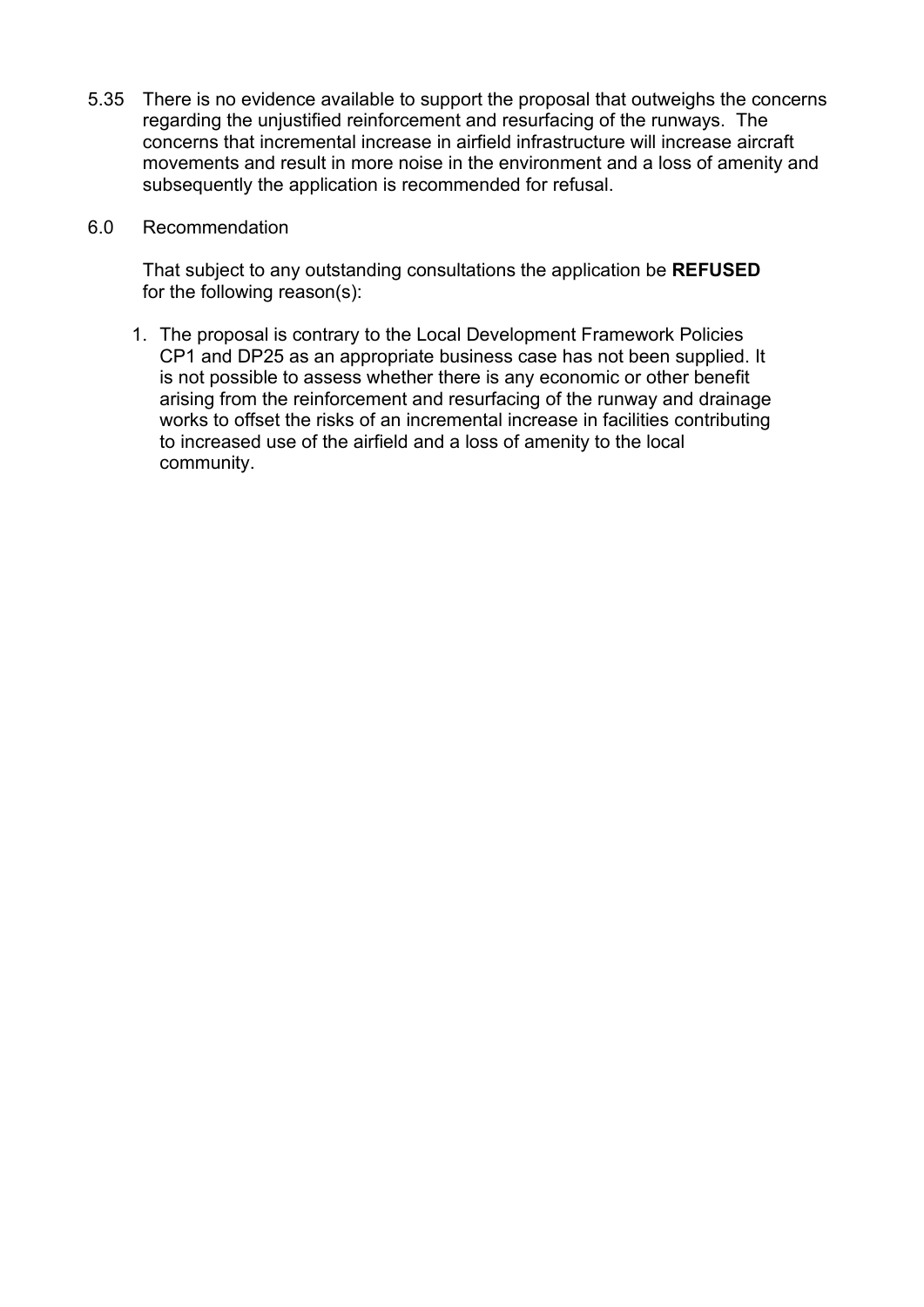5.35 There is no evidence available to support the proposal that outweighs the concerns regarding the unjustified reinforcement and resurfacing of the runways. The concerns that incremental increase in airfield infrastructure will increase aircraft movements and result in more noise in the environment and a loss of amenity and subsequently the application is recommended for refusal.

## 6.0 Recommendation

That subject to any outstanding consultations the application be **REFUSED** for the following reason(s):

1. The proposal is contrary to the Local Development Framework Policies CP1 and DP25 as an appropriate business case has not been supplied. It is not possible to assess whether there is any economic or other benefit arising from the reinforcement and resurfacing of the runway and drainage works to offset the risks of an incremental increase in facilities contributing to increased use of the airfield and a loss of amenity to the local community.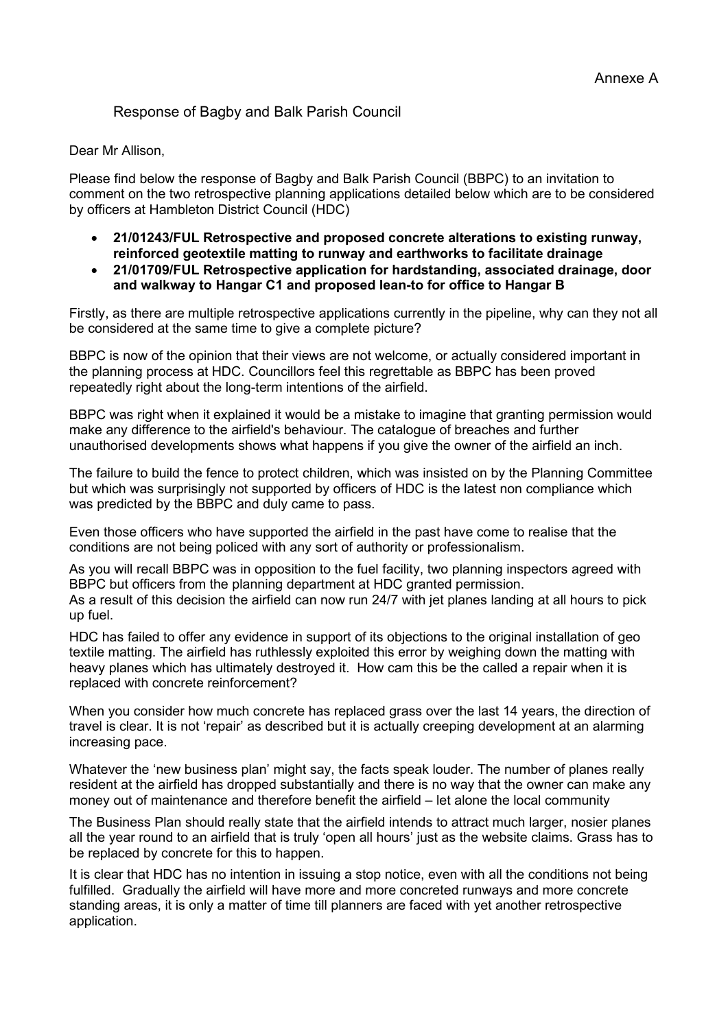Annexe A

## Response of Bagby and Balk Parish Council

Dear Mr Allison,

Please find below the response of Bagby and Balk Parish Council (BBPC) to an invitation to comment on the two retrospective planning applications detailed below which are to be considered by officers at Hambleton District Council (HDC)

- **21/01243/FUL Retrospective and proposed concrete alterations to existing runway, reinforced geotextile matting to runway and earthworks to facilitate drainage**
- **21/01709/FUL Retrospective application for hardstanding, associated drainage, door and walkway to Hangar C1 and proposed lean-to for office to Hangar B**

Firstly, as there are multiple retrospective applications currently in the pipeline, why can they not all be considered at the same time to give a complete picture?

BBPC is now of the opinion that their views are not welcome, or actually considered important in the planning process at HDC. Councillors feel this regrettable as BBPC has been proved repeatedly right about the long-term intentions of the airfield.

BBPC was right when it explained it would be a mistake to imagine that granting permission would make any difference to the airfield's behaviour. The catalogue of breaches and further unauthorised developments shows what happens if you give the owner of the airfield an inch.

The failure to build the fence to protect children, which was insisted on by the Planning Committee but which was surprisingly not supported by officers of HDC is the latest non compliance which was predicted by the BBPC and duly came to pass.

Even those officers who have supported the airfield in the past have come to realise that the conditions are not being policed with any sort of authority or professionalism.

As you will recall BBPC was in opposition to the fuel facility, two planning inspectors agreed with BBPC but officers from the planning department at HDC granted permission.
As a result of this decision the airfield can now run 24/7 with jet planes landing at all hours to pick up fuel.

HDC has failed to offer any evidence in support of its objections to the original installation of geo textile matting. The airfield has ruthlessly exploited this error by weighing down the matting with heavy planes which has ultimately destroyed it. How cam this be the called a repair when it is replaced with concrete reinforcement?

When you consider how much concrete has replaced grass over the last 14 years, the direction of travel is clear. It is not 'repair' as described but it is actually creeping development at an alarming increasing pace.

Whatever the 'new business plan' might say, the facts speak louder. The number of planes really resident at the airfield has dropped substantially and there is no way that the owner can make any money out of maintenance and therefore benefit the airfield – let alone the local community

The Business Plan should really state that the airfield intends to attract much larger, nosier planes all the year round to an airfield that is truly 'open all hours' just as the website claims. Grass has to be replaced by concrete for this to happen.

It is clear that HDC has no intention in issuing a stop notice, even with all the conditions not being fulfilled. Gradually the airfield will have more and more concreted runways and more concrete standing areas, it is only a matter of time till planners are faced with yet another retrospective application.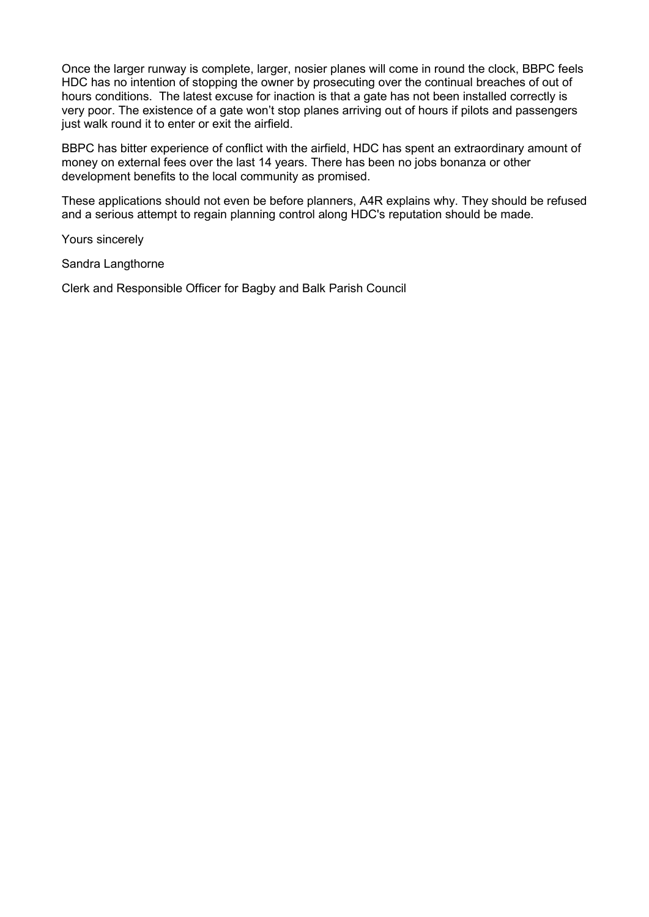Once the larger runway is complete, larger, nosier planes will come in round the clock, BBPC feels HDC has no intention of stopping the owner by prosecuting over the continual breaches of out of hours conditions. The latest excuse for inaction is that a gate has not been installed correctly is very poor. The existence of a gate won't stop planes arriving out of hours if pilots and passengers just walk round it to enter or exit the airfield.

BBPC has bitter experience of conflict with the airfield, HDC has spent an extraordinary amount of money on external fees over the last 14 years. There has been no jobs bonanza or other development benefits to the local community as promised.

These applications should not even be before planners, A4R explains why. They should be refused and a serious attempt to regain planning control along HDC's reputation should be made.

Yours sincerely

Sandra Langthorne

Clerk and Responsible Officer for Bagby and Balk Parish Council